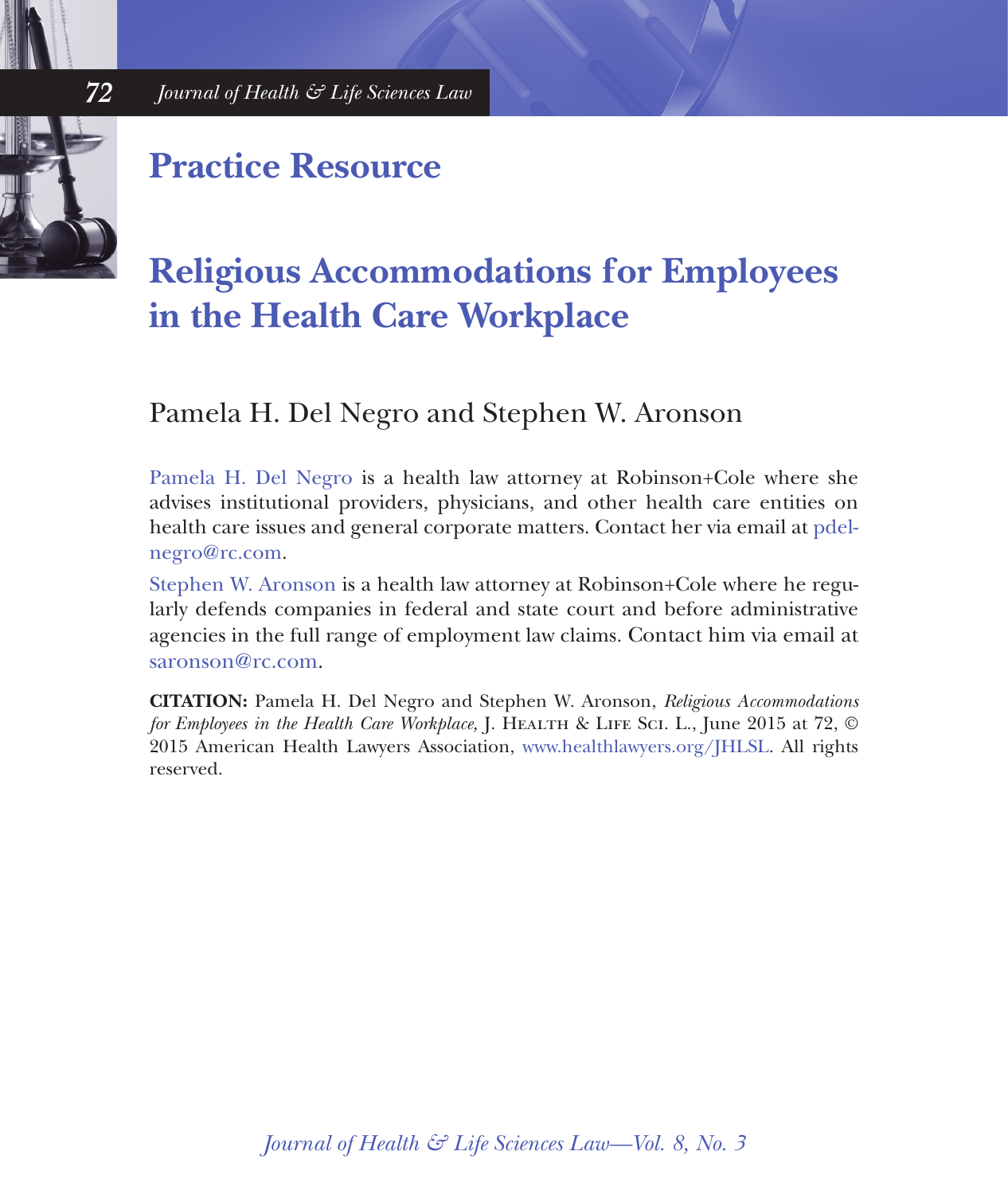## Practice Resource

# Religious Accommodations for Employees in the Health Care Workplace

Pamela H. Del Negro and Stephen W. Aronson

Pamela H. Del Negro is a health law attorney at Robinson+Cole where she advises institutional providers, physicians, and other health care entities on health care issues and general corporate matters. Contact her via email at pdelnegro@rc.com.

Stephen W. Aronson is a health law attorney at Robinson+Cole where he regularly defends companies in federal and state court and before administrative agencies in the full range of employment law claims. Contact him via email at saronson@rc.com.

**CITATION:** Pamela H. Del Negro and Stephen W. Aronson, *Religious Accommodations for Employees in the Health Care Workplace,* J. Health & Life Sci. L., June 2015 at 72, © 2015 American Health Lawyers Association, www.healthlawyers.org/JHLSL. All rights reserved.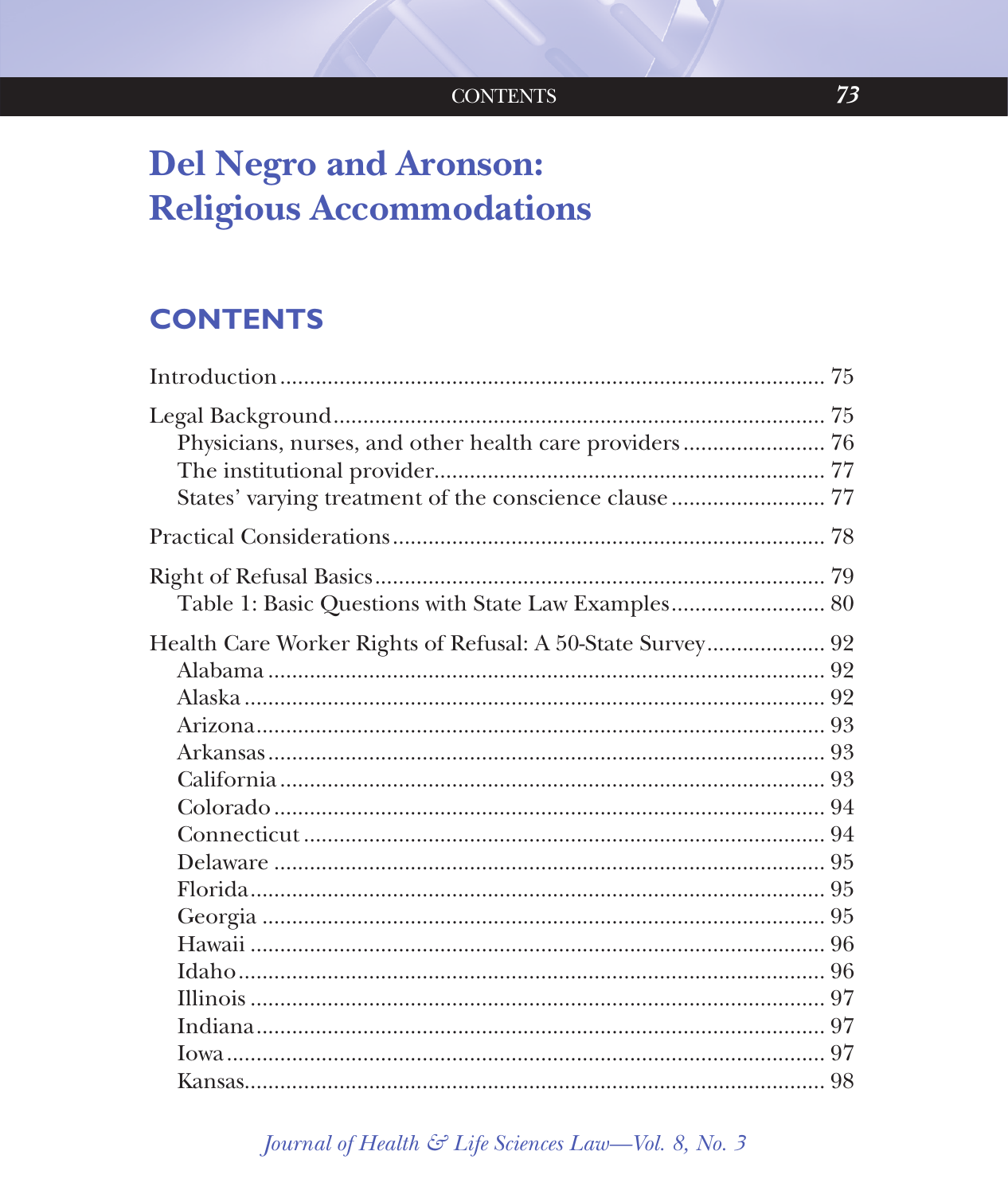# Del Negro and Aronson: Religious Accommodations

## CONTENTS

Introduction .................................................. 75

Legal Background .................................................. 75
- Physicians, nurses, and other health care providers .................................................. 76
- The institutional provider .................................................. 77
- States' varying treatment of the conscience clause .................................................. 77

Practical Considerations .................................................. 78

Right of Refusal Basics .................................................. 79
- Table 1: Basic Questions with State Law Examples .................................................. 80

Health Care Worker Rights of Refusal: A 50-State Survey .................................................. 92
- Alabama .................................................. 92
- Alaska .................................................. 92
- Arizona .................................................. 93
- Arkansas .................................................. 93
- California .................................................. 93
- Colorado .................................................. 94
- Connecticut .................................................. 94
- Delaware .................................................. 95
- Florida .................................................. 95
- Georgia .................................................. 95
- Hawaii .................................................. 96
- Idaho .................................................. 96
- Illinois .................................................. 97
- Indiana .................................................. 97
- Iowa .................................................. 97
- Kansas .................................................. 98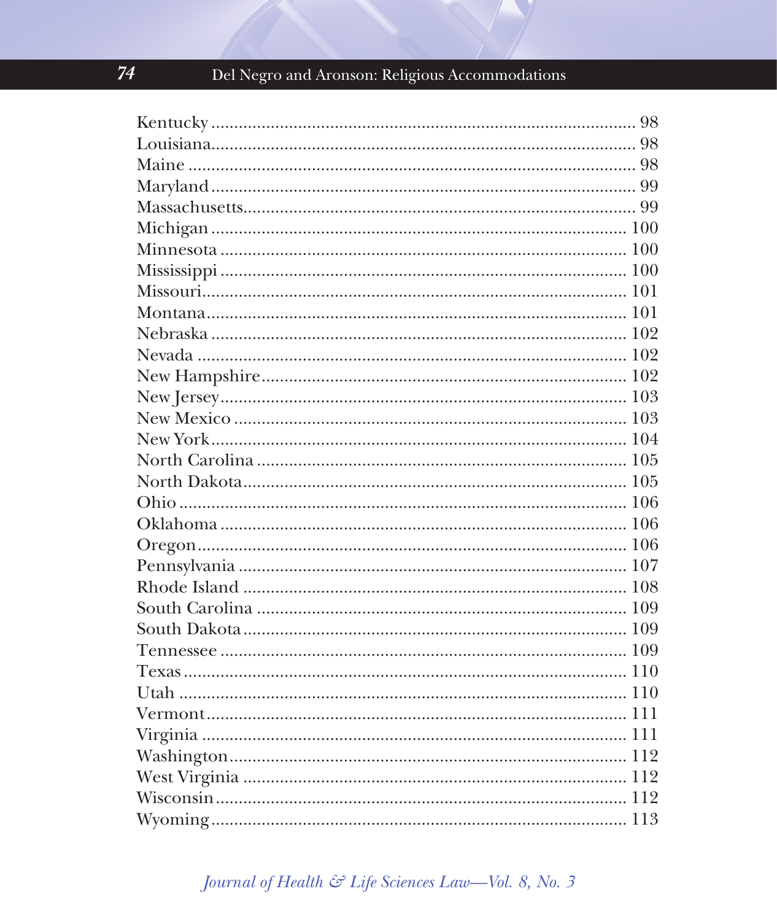Kentucky ........................................................................................ 98
Louisiana........................................................................................ 98
Maine ............................................................................................ 98
Maryland........................................................................................ 99
Massachusetts................................................................................. 99
Michigan ........................................................................................ 100
Minnesota ...................................................................................... 100
Mississippi ...................................................................................... 100
Missouri.......................................................................................... 101
Montana.......................................................................................... 101
Nebraska ........................................................................................ 102
Nevada ........................................................................................... 102
New Hampshire.............................................................................. 102
New Jersey..................................................................................... 103
New Mexico ................................................................................... 103
New York....................................................................................... 104
North Carolina ............................................................................... 105
North Dakota.................................................................................. 105
Ohio ............................................................................................... 106
Oklahoma ....................................................................................... 106
Oregon............................................................................................ 106
Pennsylvania .................................................................................. 107
Rhode Island .................................................................................. 108
South Carolina ............................................................................... 109
South Dakota.................................................................................. 109
Tennessee ....................................................................................... 109
Texas............................................................................................... 110
Utah ................................................................................................ 110
Vermont.......................................................................................... 111
Virginia ........................................................................................... 111
Washington..................................................................................... 112
West Virginia .................................................................................. 112
Wisconsin........................................................................................ 112
Wyoming......................................................................................... 113